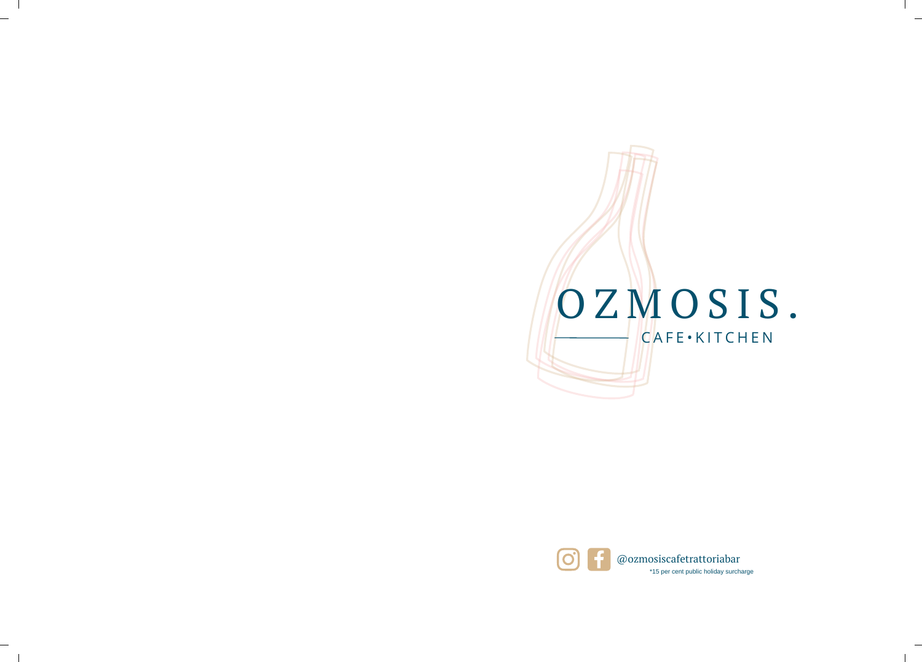# OZMOSIS.

CAFE • KITCHEN

@ozmosiscafetrattoriabar

*15 per cent public holiday surcharge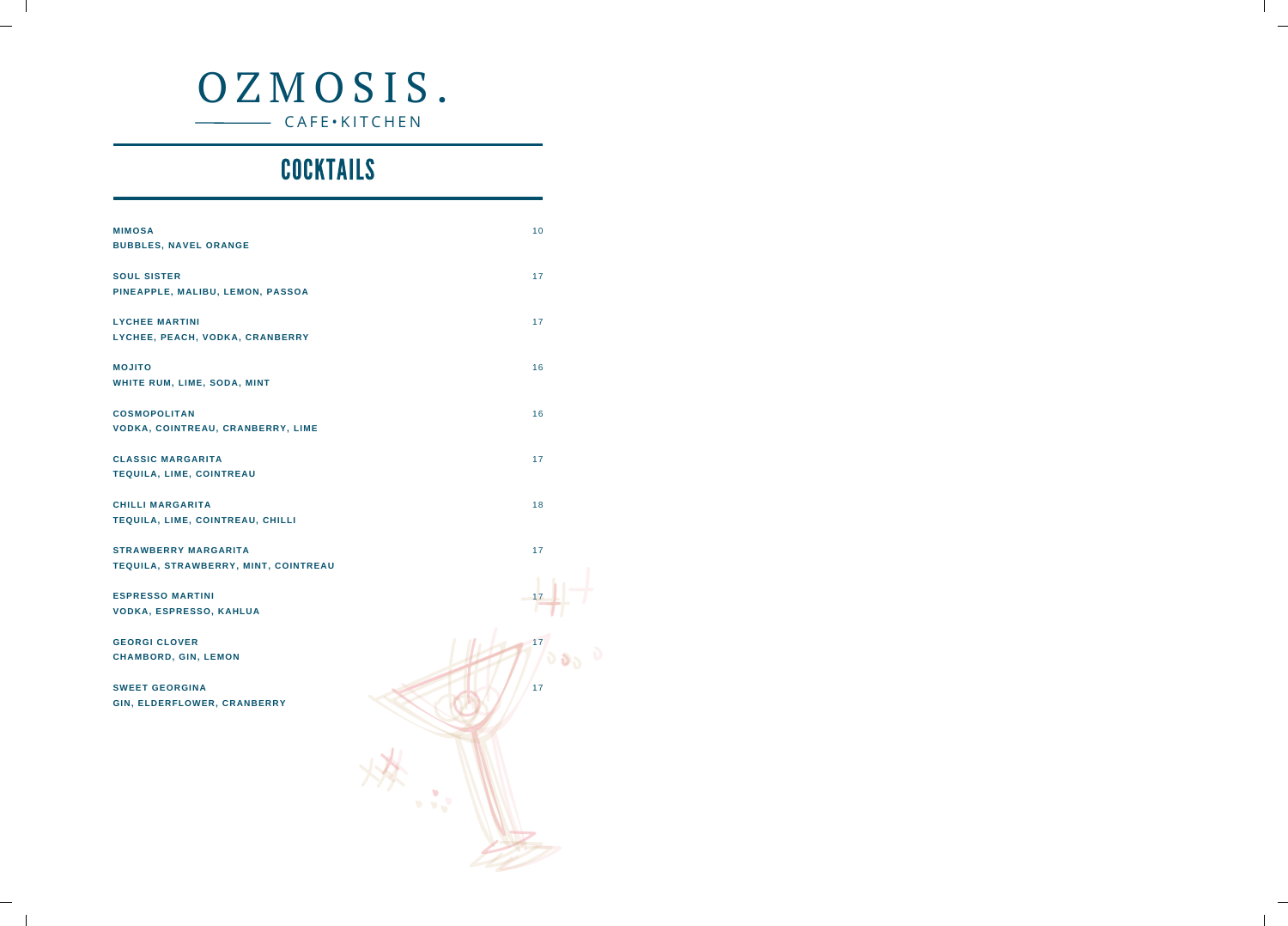# OZMOSIS.

CAFE•KITCHEN

## COCKTAILS

**MIMOSA** 10
**BUBBLES, NAVEL ORANGE**

**SOUL SISTER** 17
**PINEAPPLE, MALIBU, LEMON, PASSOA**

**LYCHEE MARTINI** 17
**LYCHEE, PEACH, VODKA, CRANBERRY**

**MOJITO** 16
**WHITE RUM, LIME, SODA, MINT**

**COSMOPOLITAN** 16
**VODKA, COINTREAU, CRANBERRY, LIME**

**CLASSIC MARGARITA** 17
**TEQUILA, LIME, COINTREAU**

**CHILLI MARGARITA** 18
**TEQUILA, LIME, COINTREAU, CHILLI**

**STRAWBERRY MARGARITA** 17
**TEQUILA, STRAWBERRY, MINT, COINTREAU**

**ESPRESSO MARTINI** 17
**VODKA, ESPRESSO, KAHLUA**

**GEORGI CLOVER** 17
**CHAMBORD, GIN, LEMON**

**SWEET GEORGINA** 17
**GIN, ELDERFLOWER, CRANBERRY**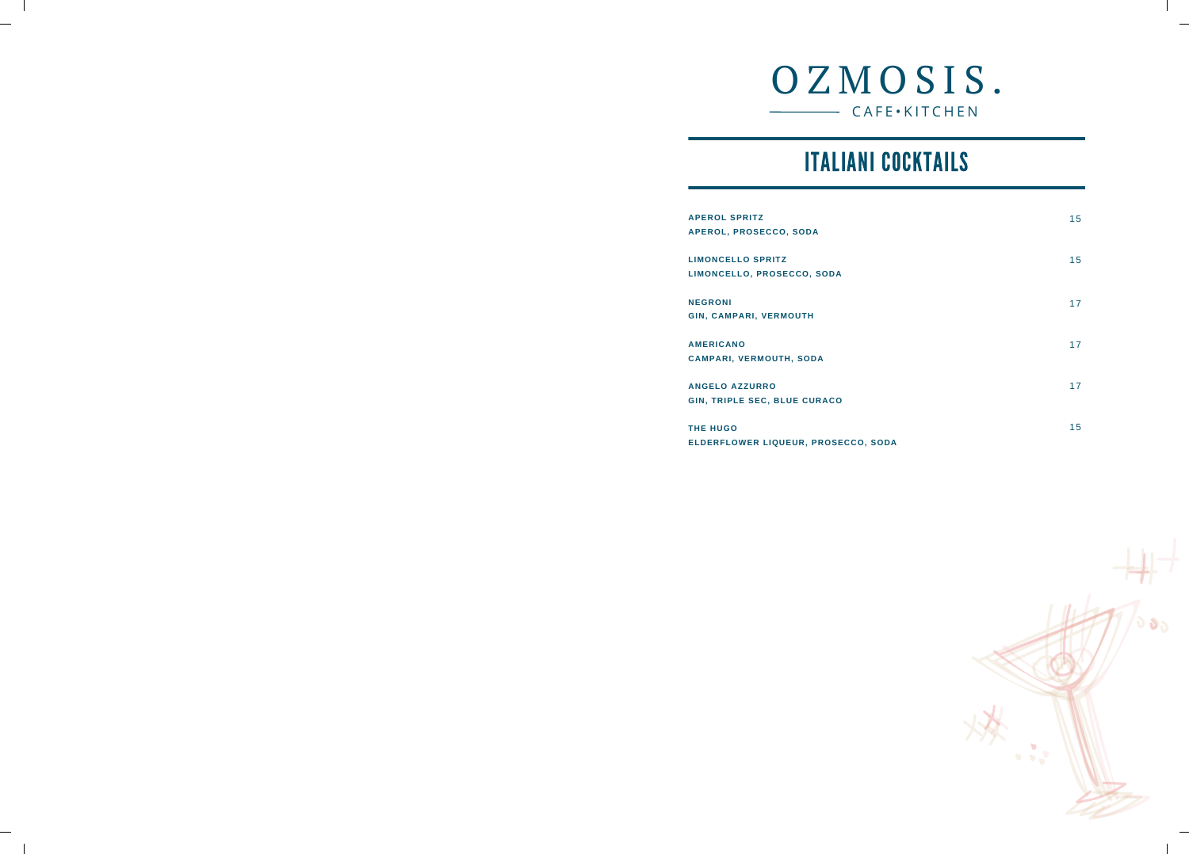# OZMOSIS.

CAFE•KITCHEN

## ITALIANI COCKTAILS

**APEROL SPRITZ** 15
**APEROL, PROSECCO, SODA**

**LIMONCELLO SPRITZ** 15
**LIMONCELLO, PROSECCO, SODA**

**NEGRONI** 17
**GIN, CAMPARI, VERMOUTH**

**AMERICANO** 17
**CAMPARI, VERMOUTH, SODA**

**ANGELO AZZURRO** 17
**GIN, TRIPLE SEC, BLUE CURACO**

**THE HUGO** 15
**ELDERFLOWER LIQUEUR, PROSECCO, SODA**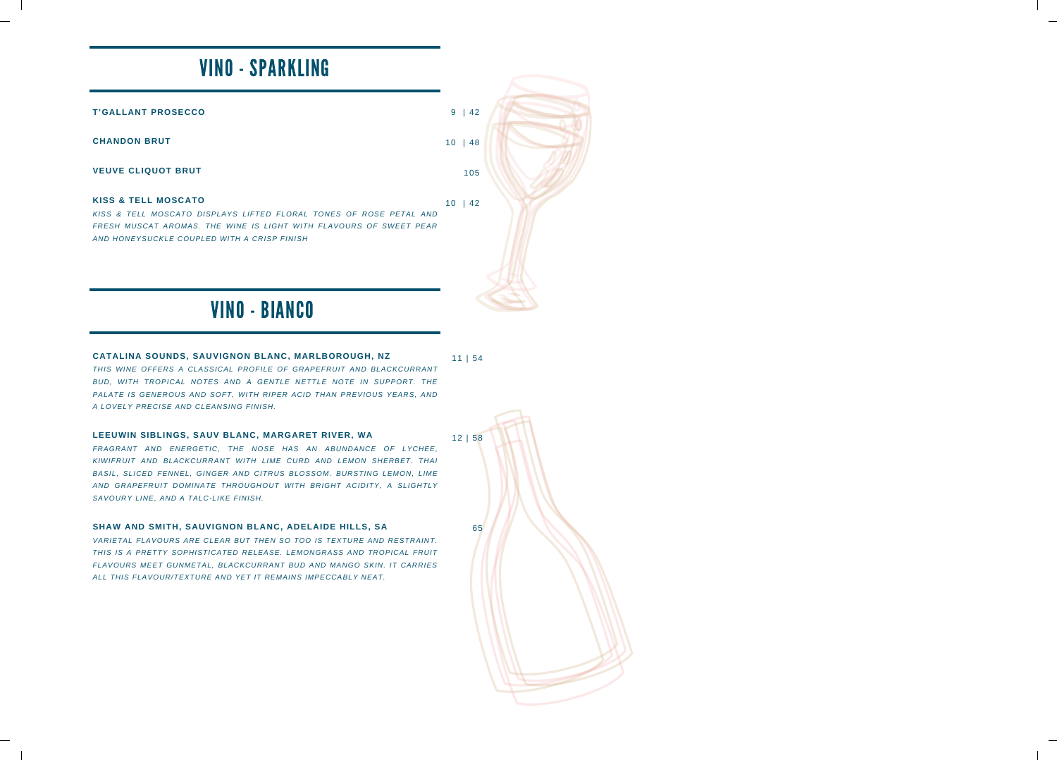# VINO - SPARKLING

**T'GALLANT PROSECCO** 9 | 42

**CHANDON BRUT** 10 | 48

**VEUVE CLIQUOT BRUT** 105

**KISS & TELL MOSCATO** 10 | 42

*KISS & TELL MOSCATO DISPLAYS LIFTED FLORAL TONES OF ROSE PETAL AND FRESH MUSCAT AROMAS. THE WINE IS LIGHT WITH FLAVOURS OF SWEET PEAR AND HONEYSUCKLE COUPLED WITH A CRISP FINISH*

# VINO - BIANCO

**CATALINA SOUNDS, SAUVIGNON BLANC, MARLBOROUGH, NZ** 11 | 54

*THIS WINE OFFERS A CLASSICAL PROFILE OF GRAPEFRUIT AND BLACKCURRANT BUD, WITH TROPICAL NOTES AND A GENTLE NETTLE NOTE IN SUPPORT. THE PALATE IS GENEROUS AND SOFT, WITH RIPER ACID THAN PREVIOUS YEARS, AND A LOVELY PRECISE AND CLEANSING FINISH.*

**LEEUWIN SIBLINGS, SAUV BLANC, MARGARET RIVER, WA** 12 | 58

*FRAGRANT AND ENERGETIC, THE NOSE HAS AN ABUNDANCE OF LYCHEE, KIWIFRUIT AND BLACKCURRANT WITH LIME CURD AND LEMON SHERBET. THAI BASIL, SLICED FENNEL, GINGER AND CITRUS BLOSSOM. BURSTING LEMON, LIME AND GRAPEFRUIT DOMINATE THROUGHOUT WITH BRIGHT ACIDITY, A SLIGHTLY SAVOURY LINE, AND A TALC-LIKE FINISH.*

**SHAW AND SMITH, SAUVIGNON BLANC, ADELAIDE HILLS, SA** 65

*VARIETAL FLAVOURS ARE CLEAR BUT THEN SO TOO IS TEXTURE AND RESTRAINT. THIS IS A PRETTY SOPHISTICATED RELEASE. LEMONGRASS AND TROPICAL FRUIT FLAVOURS MEET GUNMETAL, BLACKCURRANT BUD AND MANGO SKIN. IT CARRIES ALL THIS FLAVOUR/TEXTURE AND YET IT REMAINS IMPECCABLY NEAT.*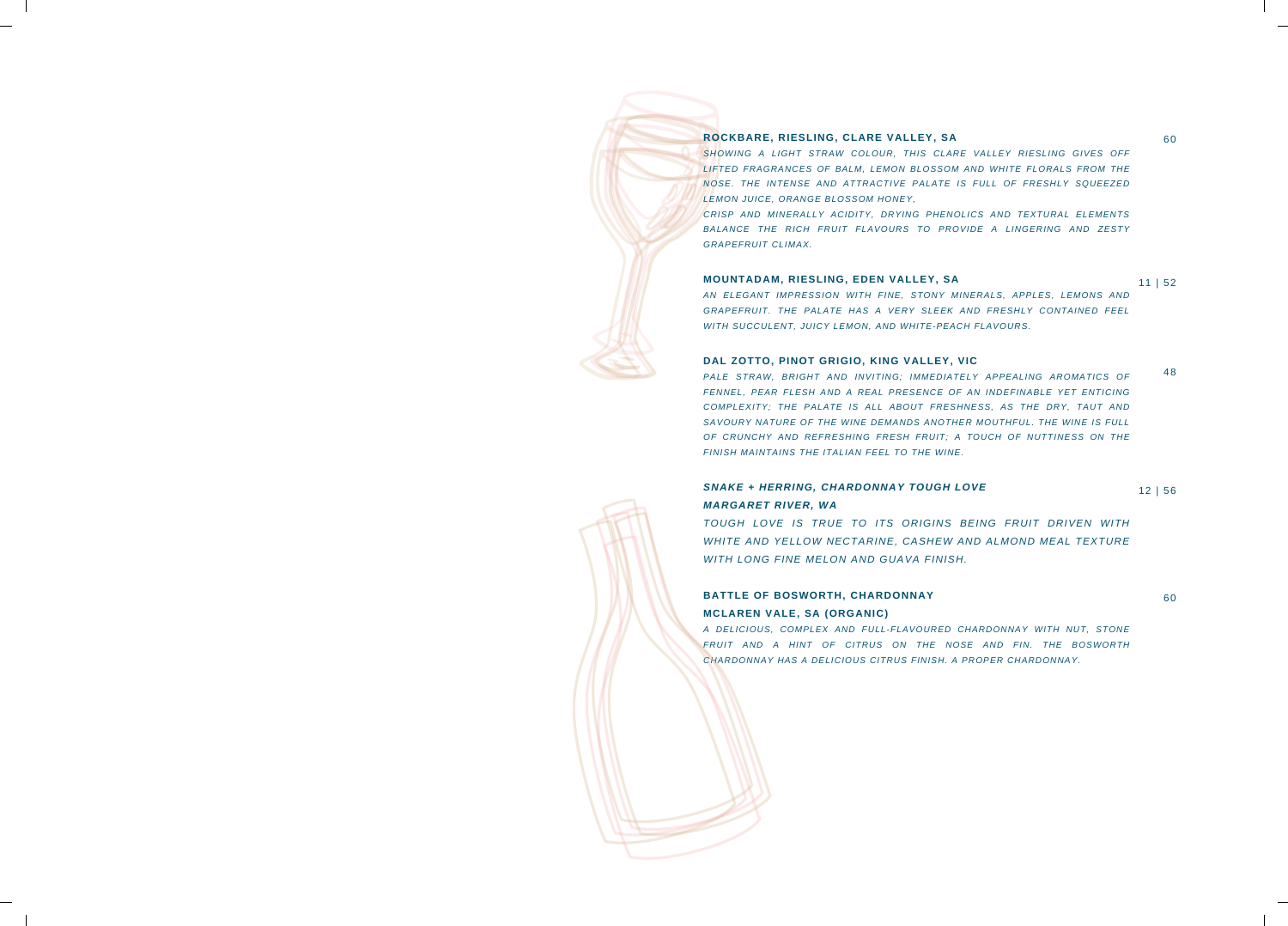**ROCKBARE, RIESLING, CLARE VALLEY, SA** 60

*SHOWING A LIGHT STRAW COLOUR, THIS CLARE VALLEY RIESLING GIVES OFF LIFTED FRAGRANCES OF BALM, LEMON BLOSSOM AND WHITE FLORALS FROM THE NOSE. THE INTENSE AND ATTRACTIVE PALATE IS FULL OF FRESHLY SQUEEZED LEMON JUICE, ORANGE BLOSSOM HONEY,*

*CRISP AND MINERALLY ACIDITY, DRYING PHENOLICS AND TEXTURAL ELEMENTS BALANCE THE RICH FRUIT FLAVOURS TO PROVIDE A LINGERING AND ZESTY GRAPEFRUIT CLIMAX.*

**MOUNTADAM, RIESLING, EDEN VALLEY, SA** 11 | 52

*AN ELEGANT IMPRESSION WITH FINE, STONY MINERALS, APPLES, LEMONS AND GRAPEFRUIT. THE PALATE HAS A VERY SLEEK AND FRESHLY CONTAINED FEEL WITH SUCCULENT, JUICY LEMON, AND WHITE-PEACH FLAVOURS.*

**DAL ZOTTO, PINOT GRIGIO, KING VALLEY, VIC** 48

*PALE STRAW, BRIGHT AND INVITING; IMMEDIATELY APPEALING AROMATICS OF FENNEL, PEAR FLESH AND A REAL PRESENCE OF AN INDEFINABLE YET ENTICING COMPLEXITY; THE PALATE IS ALL ABOUT FRESHNESS, AS THE DRY, TAUT AND SAVOURY NATURE OF THE WINE DEMANDS ANOTHER MOUTHFUL. THE WINE IS FULL OF CRUNCHY AND REFRESHING FRESH FRUIT; A TOUCH OF NUTTINESS ON THE FINISH MAINTAINS THE ITALIAN FEEL TO THE WINE.*

***SNAKE + HERRING, CHARDONNAY TOUGH LOVE*** 12 | 56
***MARGARET RIVER, WA***

*TOUGH LOVE IS TRUE TO ITS ORIGINS BEING FRUIT DRIVEN WITH WHITE AND YELLOW NECTARINE, CASHEW AND ALMOND MEAL TEXTURE WITH LONG FINE MELON AND GUAVA FINISH.*

**BATTLE OF BOSWORTH, CHARDONNAY** 60
**MCLAREN VALE, SA (ORGANIC)**

*A DELICIOUS, COMPLEX AND FULL-FLAVOURED CHARDONNAY WITH NUT, STONE FRUIT AND A HINT OF CITRUS ON THE NOSE AND FIN. THE BOSWORTH CHARDONNAY HAS A DELICIOUS CITRUS FINISH. A PROPER CHARDONNAY.*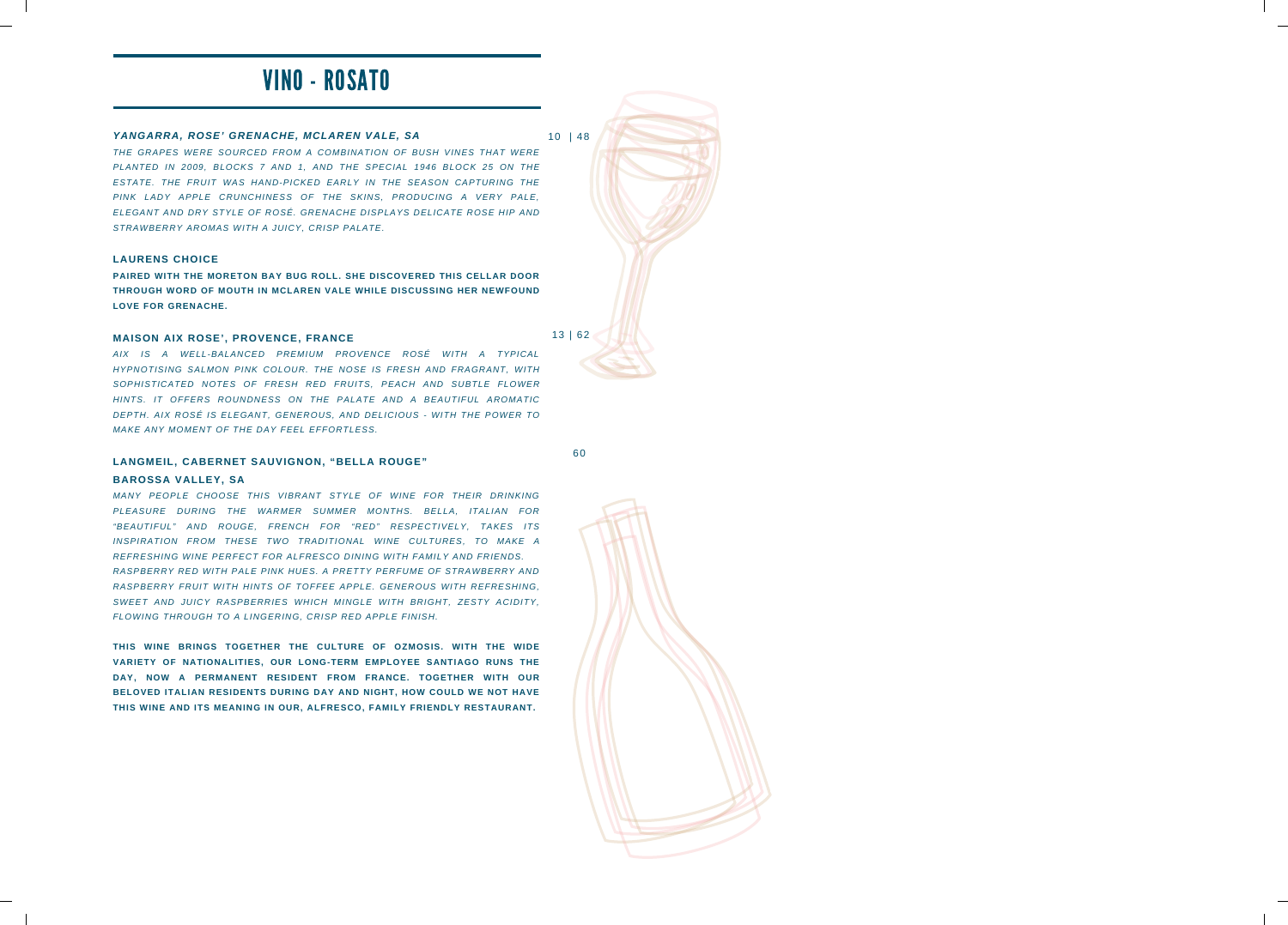# VINO - ROSATO

***YANGARRA, ROSE' GRENACHE, MCLAREN VALE, SA*** 10 | 48

*THE GRAPES WERE SOURCED FROM A COMBINATION OF BUSH VINES THAT WERE PLANTED IN 2009, BLOCKS 7 AND 1, AND THE SPECIAL 1946 BLOCK 25 ON THE ESTATE. THE FRUIT WAS HAND-PICKED EARLY IN THE SEASON CAPTURING THE PINK LADY APPLE CRUNCHINESS OF THE SKINS, PRODUCING A VERY PALE, ELEGANT AND DRY STYLE OF ROSÉ. GRENACHE DISPLAYS DELICATE ROSE HIP AND STRAWBERRY AROMAS WITH A JUICY, CRISP PALATE.*

**LAURENS CHOICE**

**PAIRED WITH THE MORETON BAY BUG ROLL. SHE DISCOVERED THIS CELLAR DOOR THROUGH WORD OF MOUTH IN MCLAREN VALE WHILE DISCUSSING HER NEWFOUND LOVE FOR GRENACHE.**

**MAISON AIX ROSE', PROVENCE, FRANCE** 13 | 62

*AIX IS A WELL-BALANCED PREMIUM PROVENCE ROSÉ WITH A TYPICAL HYPNOTISING SALMON PINK COLOUR. THE NOSE IS FRESH AND FRAGRANT, WITH SOPHISTICATED NOTES OF FRESH RED FRUITS, PEACH AND SUBTLE FLOWER HINTS. IT OFFERS ROUNDNESS ON THE PALATE AND A BEAUTIFUL AROMATIC DEPTH. AIX ROSÉ IS ELEGANT, GENEROUS, AND DELICIOUS - WITH THE POWER TO MAKE ANY MOMENT OF THE DAY FEEL EFFORTLESS.*

**LANGMEIL, CABERNET SAUVIGNON, "BELLA ROUGE"** 60

**BAROSSA VALLEY, SA**

*MANY PEOPLE CHOOSE THIS VIBRANT STYLE OF WINE FOR THEIR DRINKING PLEASURE DURING THE WARMER SUMMER MONTHS. BELLA, ITALIAN FOR "BEAUTIFUL" AND ROUGE, FRENCH FOR "RED" RESPECTIVELY, TAKES ITS INSPIRATION FROM THESE TWO TRADITIONAL WINE CULTURES, TO MAKE A REFRESHING WINE PERFECT FOR ALFRESCO DINING WITH FAMILY AND FRIENDS. RASPBERRY RED WITH PALE PINK HUES. A PRETTY PERFUME OF STRAWBERRY AND RASPBERRY FRUIT WITH HINTS OF TOFFEE APPLE. GENEROUS WITH REFRESHING, SWEET AND JUICY RASPBERRIES WHICH MINGLE WITH BRIGHT, ZESTY ACIDITY, FLOWING THROUGH TO A LINGERING, CRISP RED APPLE FINISH.*

**THIS WINE BRINGS TOGETHER THE CULTURE OF OZMOSIS. WITH THE WIDE VARIETY OF NATIONALITIES, OUR LONG-TERM EMPLOYEE SANTIAGO RUNS THE DAY, NOW A PERMANENT RESIDENT FROM FRANCE. TOGETHER WITH OUR BELOVED ITALIAN RESIDENTS DURING DAY AND NIGHT, HOW COULD WE NOT HAVE THIS WINE AND ITS MEANING IN OUR, ALFRESCO, FAMILY FRIENDLY RESTAURANT.**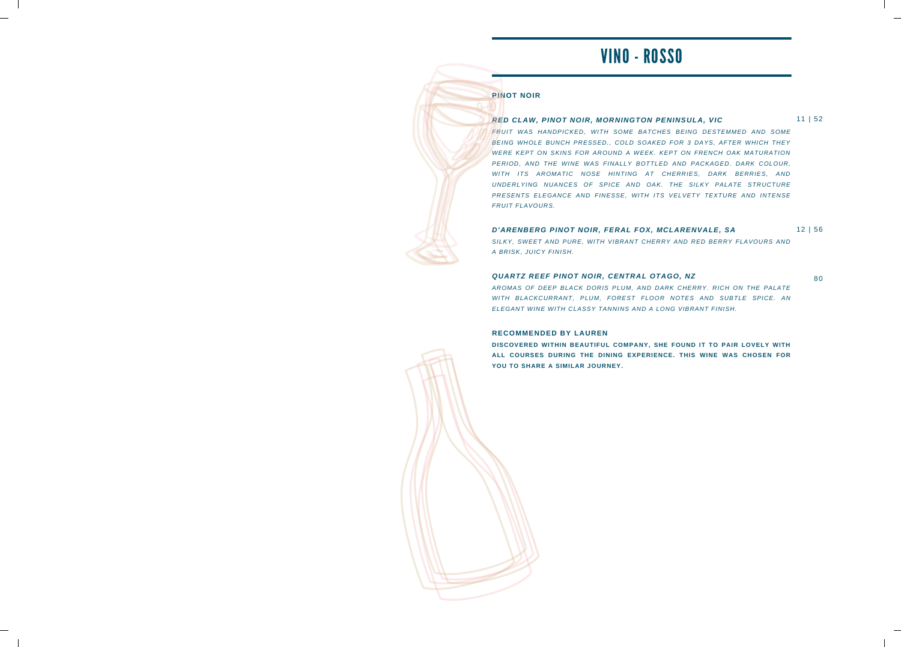# VINO - ROSSO

## PINOT NOIR

***RED CLAW, PINOT NOIR, MORNINGTON PENINSULA, VIC*** 11 | 52

*FRUIT WAS HANDPICKED, WITH SOME BATCHES BEING DESTEMMED AND SOME BEING WHOLE BUNCH PRESSED., COLD SOAKED FOR 3 DAYS, AFTER WHICH THEY WERE KEPT ON SKINS FOR AROUND A WEEK. KEPT ON FRENCH OAK MATURATION PERIOD, AND THE WINE WAS FINALLY BOTTLED AND PACKAGED. DARK COLOUR, WITH ITS AROMATIC NOSE HINTING AT CHERRIES, DARK BERRIES, AND UNDERLYING NUANCES OF SPICE AND OAK. THE SILKY PALATE STRUCTURE PRESENTS ELEGANCE AND FINESSE, WITH ITS VELVETY TEXTURE AND INTENSE FRUIT FLAVOURS.*

***D'ARENBERG PINOT NOIR, FERAL FOX, MCLARENVALE, SA*** 12 | 56

*SILKY, SWEET AND PURE, WITH VIBRANT CHERRY AND RED BERRY FLAVOURS AND A BRISK, JUICY FINISH.*

***QUARTZ REEF PINOT NOIR, CENTRAL OTAGO, NZ*** 80

*AROMAS OF DEEP BLACK DORIS PLUM, AND DARK CHERRY. RICH ON THE PALATE WITH BLACKCURRANT, PLUM, FOREST FLOOR NOTES AND SUBTLE SPICE. AN ELEGANT WINE WITH CLASSY TANNINS AND A LONG VIBRANT FINISH.*

**RECOMMENDED BY LAUREN**

**DISCOVERED WITHIN BEAUTIFUL COMPANY, SHE FOUND IT TO PAIR LOVELY WITH ALL COURSES DURING THE DINING EXPERIENCE. THIS WINE WAS CHOSEN FOR YOU TO SHARE A SIMILAR JOURNEY.**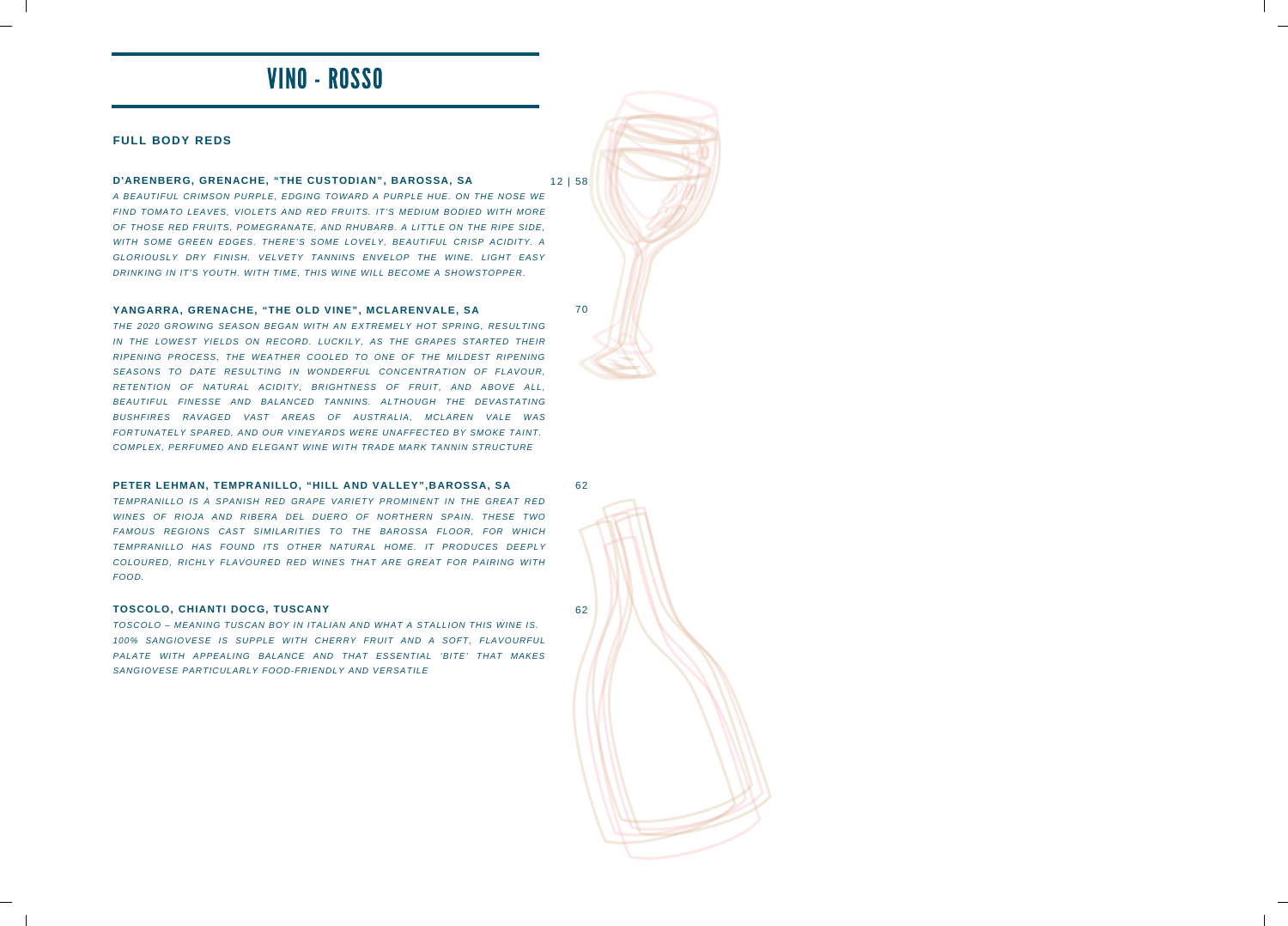# VINO - ROSSO

## FULL BODY REDS

**D'ARENBERG, GRENACHE, "THE CUSTODIAN", BAROSSA, SA** 12 | 58

*A BEAUTIFUL CRIMSON PURPLE, EDGING TOWARD A PURPLE HUE. ON THE NOSE WE FIND TOMATO LEAVES, VIOLETS AND RED FRUITS. IT'S MEDIUM BODIED WITH MORE OF THOSE RED FRUITS, POMEGRANATE, AND RHUBARB. A LITTLE ON THE RIPE SIDE, WITH SOME GREEN EDGES. THERE'S SOME LOVELY, BEAUTIFUL CRISP ACIDITY. A GLORIOUSLY DRY FINISH. VELVETY TANNINS ENVELOP THE WINE. LIGHT EASY DRINKING IN IT'S YOUTH. WITH TIME, THIS WINE WILL BECOME A SHOWSTOPPER.*

**YANGARRA, GRENACHE, "THE OLD VINE", MCLARENVALE, SA** 70

*THE 2020 GROWING SEASON BEGAN WITH AN EXTREMELY HOT SPRING, RESULTING IN THE LOWEST YIELDS ON RECORD. LUCKILY, AS THE GRAPES STARTED THEIR RIPENING PROCESS, THE WEATHER COOLED TO ONE OF THE MILDEST RIPENING SEASONS TO DATE RESULTING IN WONDERFUL CONCENTRATION OF FLAVOUR, RETENTION OF NATURAL ACIDITY, BRIGHTNESS OF FRUIT, AND ABOVE ALL, BEAUTIFUL FINESSE AND BALANCED TANNINS. ALTHOUGH THE DEVASTATING BUSHFIRES RAVAGED VAST AREAS OF AUSTRALIA, MCLAREN VALE WAS FORTUNATELY SPARED, AND OUR VINEYARDS WERE UNAFFECTED BY SMOKE TAINT. COMPLEX, PERFUMED AND ELEGANT WINE WITH TRADE MARK TANNIN STRUCTURE*

**PETER LEHMAN, TEMPRANILLO, "HILL AND VALLEY",BAROSSA, SA** 62

*TEMPRANILLO IS A SPANISH RED GRAPE VARIETY PROMINENT IN THE GREAT RED WINES OF RIOJA AND RIBERA DEL DUERO OF NORTHERN SPAIN. THESE TWO FAMOUS REGIONS CAST SIMILARITIES TO THE BAROSSA FLOOR, FOR WHICH TEMPRANILLO HAS FOUND ITS OTHER NATURAL HOME. IT PRODUCES DEEPLY COLOURED, RICHLY FLAVOURED RED WINES THAT ARE GREAT FOR PAIRING WITH FOOD.*

**TOSCOLO, CHIANTI DOCG, TUSCANY** 62

*TOSCOLO – MEANING TUSCAN BOY IN ITALIAN AND WHAT A STALLION THIS WINE IS. 100% SANGIOVESE IS SUPPLE WITH CHERRY FRUIT AND A SOFT, FLAVOURFUL PALATE WITH APPEALING BALANCE AND THAT ESSENTIAL 'BITE' THAT MAKES SANGIOVESE PARTICULARLY FOOD-FRIENDLY AND VERSATILE*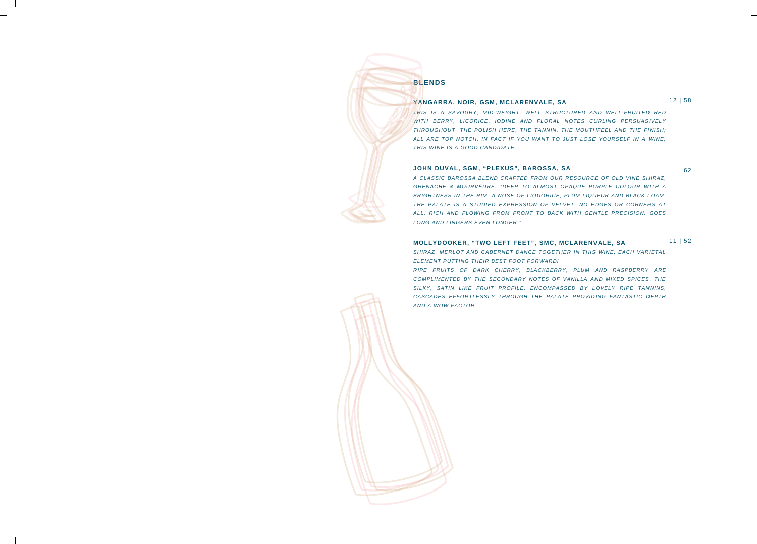## BLENDS

### YANGARRA, NOIR, GSM, MCLARENVALE, SA — 12 | 58

*THIS IS A SAVOURY, MID-WEIGHT, WELL STRUCTURED AND WELL-FRUITED RED WITH BERRY, LICORICE, IODINE AND FLORAL NOTES CURLING PERSUASIVELY THROUGHOUT. THE POLISH HERE, THE TANNIN, THE MOUTHFEEL AND THE FINISH; ALL ARE TOP NOTCH. IN FACT IF YOU WANT TO JUST LOSE YOURSELF IN A WINE, THIS WINE IS A GOOD CANDIDATE.*

### JOHN DUVAL, SGM, "PLEXUS", BAROSSA, SA — 62

*A CLASSIC BAROSSA BLEND CRAFTED FROM OUR RESOURCE OF OLD VINE SHIRAZ, GRENACHE & MOURVÈDRE. "DEEP TO ALMOST OPAQUE PURPLE COLOUR WITH A BRIGHTNESS IN THE RIM. A NOSE OF LIQUORICE, PLUM LIQUEUR AND BLACK LOAM. THE PALATE IS A STUDIED EXPRESSION OF VELVET. NO EDGES OR CORNERS AT ALL. RICH AND FLOWING FROM FRONT TO BACK WITH GENTLE PRECISION. GOES LONG AND LINGERS EVEN LONGER."*

### MOLLYDOOKER, "TWO LEFT FEET", SMC, MCLARENVALE, SA — 11 | 52

*SHIRAZ, MERLOT AND CABERNET DANCE TOGETHER IN THIS WINE; EACH VARIETAL ELEMENT PUTTING THEIR BEST FOOT FORWARD!*

*RIPE FRUITS OF DARK CHERRY, BLACKBERRY, PLUM AND RASPBERRY ARE COMPLIMENTED BY THE SECONDARY NOTES OF VANILLA AND MIXED SPICES. THE SILKY, SATIN LIKE FRUIT PROFILE, ENCOMPASSED BY LOVELY RIPE TANNINS, CASCADES EFFORTLESSLY THROUGH THE PALATE PROVIDING FANTASTIC DEPTH AND A WOW FACTOR.*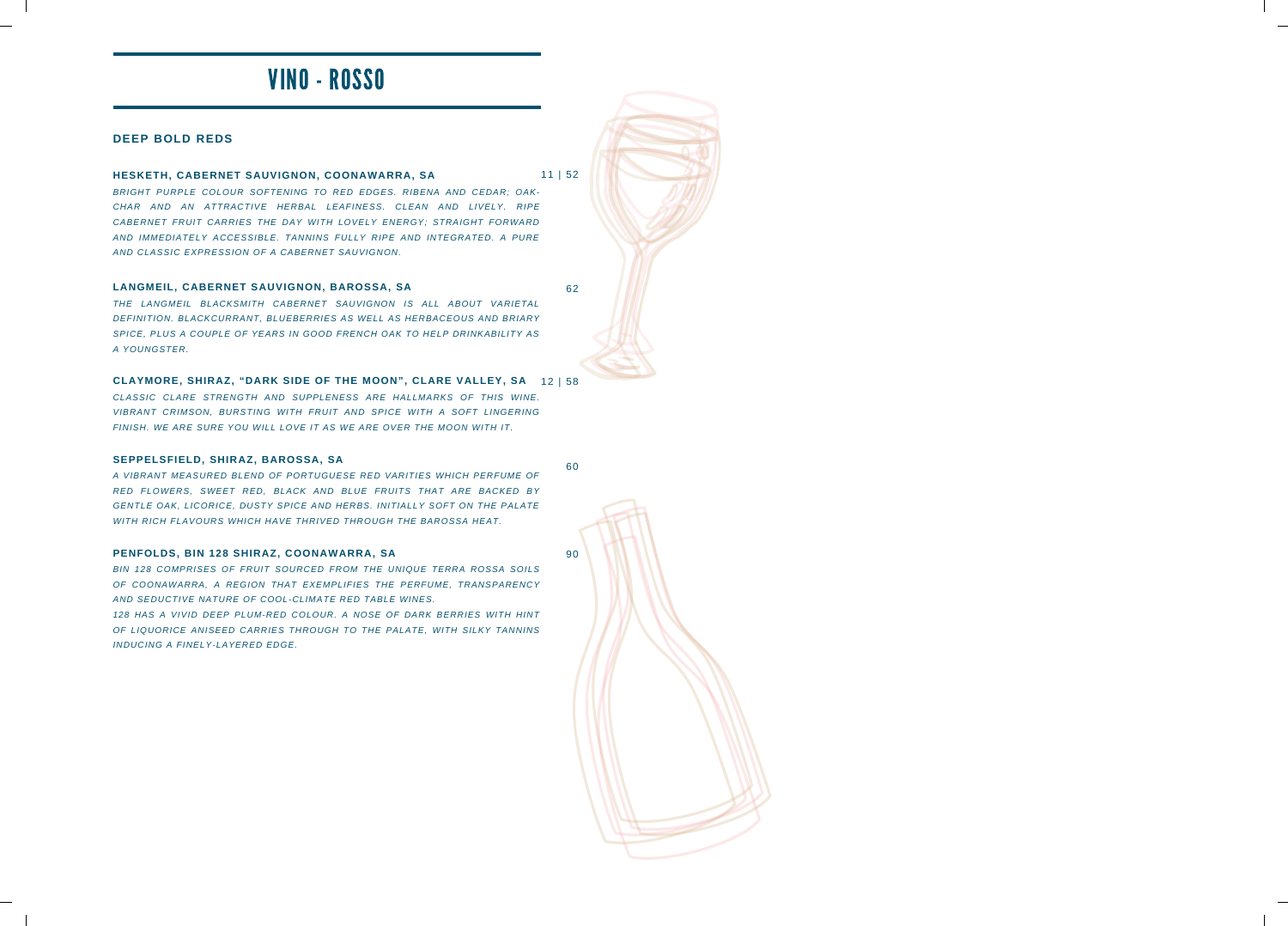# VINO - ROSSO

## DEEP BOLD REDS

**HESKETH, CABERNET SAUVIGNON, COONAWARRA, SA** 11 | 52

*BRIGHT PURPLE COLOUR SOFTENING TO RED EDGES. RIBENA AND CEDAR; OAK-CHAR AND AN ATTRACTIVE HERBAL LEAFINESS. CLEAN AND LIVELY. RIPE CABERNET FRUIT CARRIES THE DAY WITH LOVELY ENERGY; STRAIGHT FORWARD AND IMMEDIATELY ACCESSIBLE. TANNINS FULLY RIPE AND INTEGRATED. A PURE AND CLASSIC EXPRESSION OF A CABERNET SAUVIGNON.*

**LANGMEIL, CABERNET SAUVIGNON, BAROSSA, SA** 62

*THE LANGMEIL BLACKSMITH CABERNET SAUVIGNON IS ALL ABOUT VARIETAL DEFINITION. BLACKCURRANT, BLUEBERRIES AS WELL AS HERBACEOUS AND BRIARY SPICE, PLUS A COUPLE OF YEARS IN GOOD FRENCH OAK TO HELP DRINKABILITY AS A YOUNGSTER.*

**CLAYMORE, SHIRAZ, "DARK SIDE OF THE MOON", CLARE VALLEY, SA** 12 | 58

*CLASSIC CLARE STRENGTH AND SUPPLENESS ARE HALLMARKS OF THIS WINE. VIBRANT CRIMSON, BURSTING WITH FRUIT AND SPICE WITH A SOFT LINGERING FINISH. WE ARE SURE YOU WILL LOVE IT AS WE ARE OVER THE MOON WITH IT.*

**SEPPELSFIELD, SHIRAZ, BAROSSA, SA** 60

*A VIBRANT MEASURED BLEND OF PORTUGUESE RED VARITIES WHICH PERFUME OF RED FLOWERS, SWEET RED, BLACK AND BLUE FRUITS THAT ARE BACKED BY GENTLE OAK, LICORICE, DUSTY SPICE AND HERBS. INITIALLY SOFT ON THE PALATE WITH RICH FLAVOURS WHICH HAVE THRIVED THROUGH THE BAROSSA HEAT.*

**PENFOLDS, BIN 128 SHIRAZ, COONAWARRA, SA** 90

*BIN 128 COMPRISES OF FRUIT SOURCED FROM THE UNIQUE TERRA ROSSA SOILS OF COONAWARRA, A REGION THAT EXEMPLIFIES THE PERFUME, TRANSPARENCY AND SEDUCTIVE NATURE OF COOL-CLIMATE RED TABLE WINES.*

*128 HAS A VIVID DEEP PLUM-RED COLOUR. A NOSE OF DARK BERRIES WITH HINT OF LIQUORICE ANISEED CARRIES THROUGH TO THE PALATE, WITH SILKY TANNINS INDUCING A FINELY-LAYERED EDGE.*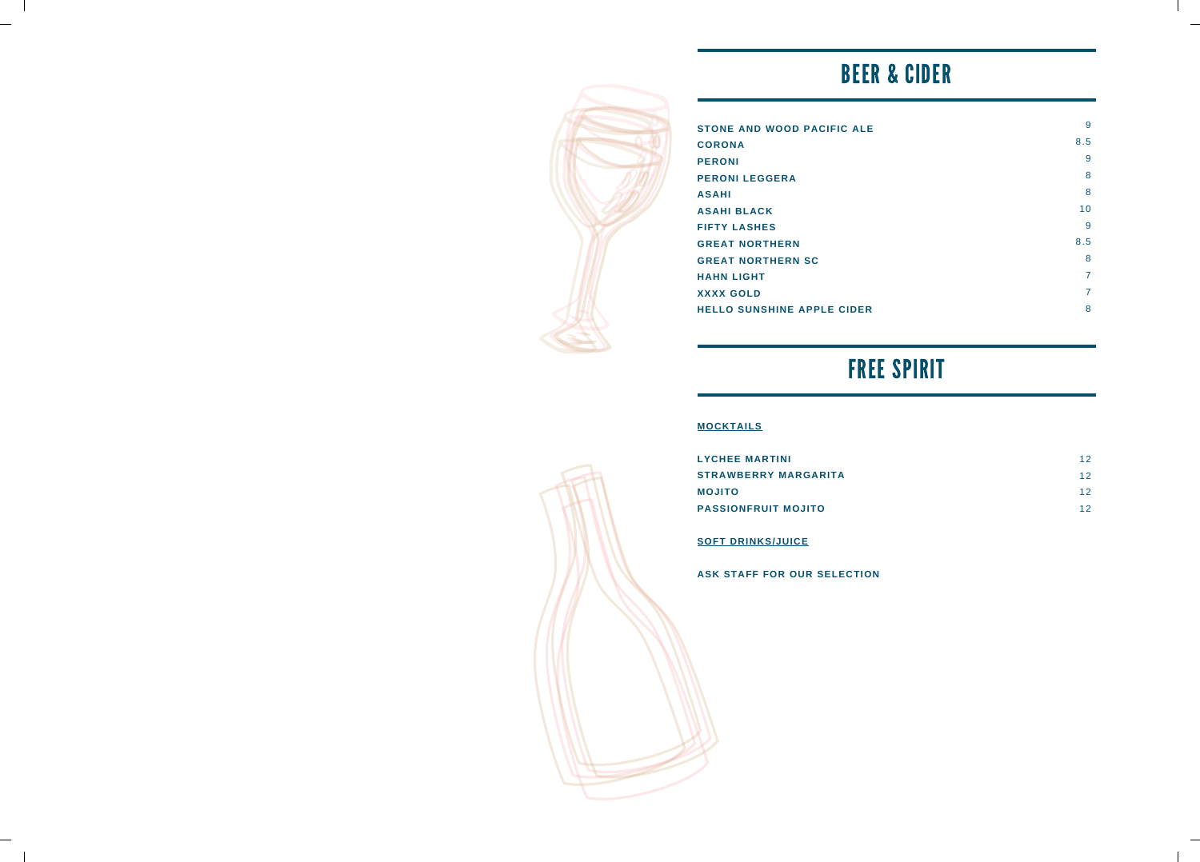# BEER & CIDER

| | |
|---|---|
| **STONE AND WOOD PACIFIC ALE** | 9 |
| **CORONA** | 8.5 |
| **PERONI** | 9 |
| **PERONI LEGGERA** | 8 |
| **ASAHI** | 8 |
| **ASAHI BLACK** | 10 |
| **FIFTY LASHES** | 9 |
| **GREAT NORTHERN** | 8.5 |
| **GREAT NORTHERN SC** | 8 |
| **HAHN LIGHT** | 7 |
| **XXXX GOLD** | 7 |
| **HELLO SUNSHINE APPLE CIDER** | 8 |

# FREE SPIRIT

**MOCKTAILS**

| | |
|---|---|
| **LYCHEE MARTINI** | 12 |
| **STRAWBERRY MARGARITA** | 12 |
| **MOJITO** | 12 |
| **PASSIONFRUIT MOJITO** | 12 |

**SOFT DRINKS/JUICE**

**ASK STAFF FOR OUR SELECTION**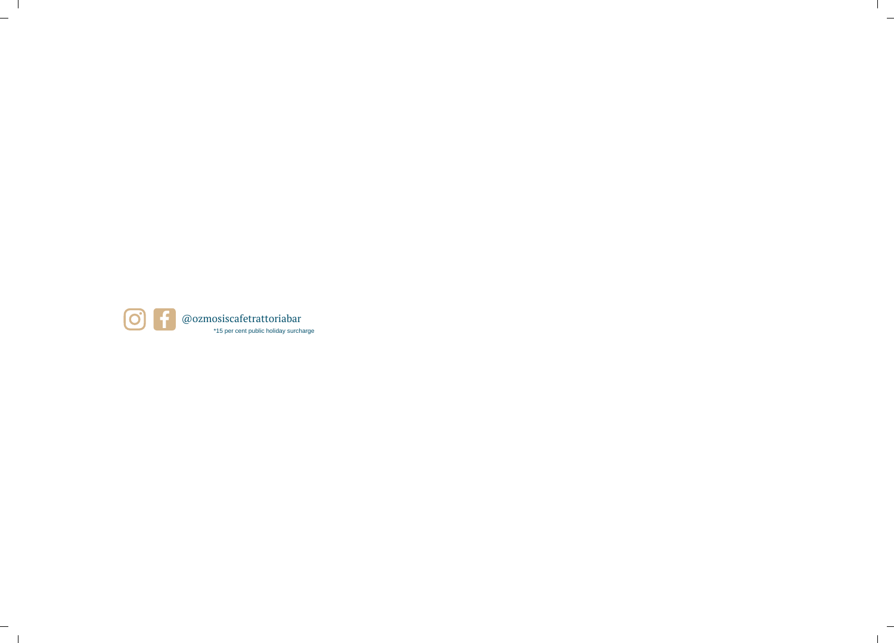@ozmosiscafetrattoriabar

*15 per cent public holiday surcharge